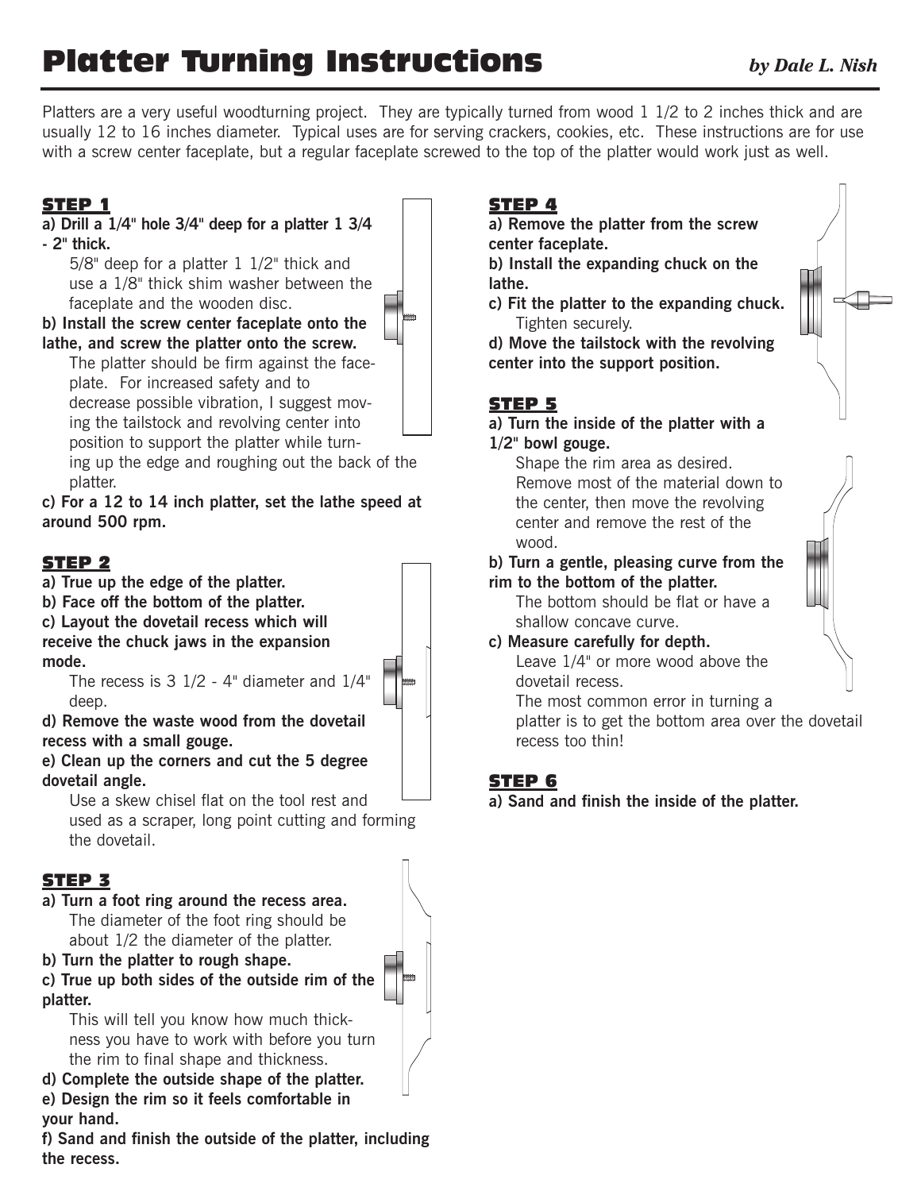// Platter Turning Instructions

# Platter Turning Instructions

*by Dale L. Nish*

Platters are a very useful woodturning project. They are typically turned from wood 1 1/2 to 2 inches thick and are usually 12 to 16 inches diameter. Typical uses are for serving crackers, cookies, etc. These instructions are for use with a screw center faceplate, but a regular faceplate screwed to the top of the platter would work just as well.

## STEP 1

**a) Drill a 1/4" hole 3/4" deep for a platter 1 3/4 - 2" thick.**

5/8" deep for a platter 1 1/2" thick and use a 1/8" thick shim washer between the faceplate and the wooden disc.

**b) Install the screw center faceplate onto the lathe, and screw the platter onto the screw.**

The platter should be firm against the faceplate. For increased safety and to decrease possible vibration, I suggest moving the tailstock and revolving center into position to support the platter while turning up the edge and roughing out the back of the platter.

**c) For a 12 to 14 inch platter, set the lathe speed at around 500 rpm.**

## STEP 2

**a) True up the edge of the platter.**

**b) Face off the bottom of the platter.**

**c) Layout the dovetail recess which will receive the chuck jaws in the expansion mode.**

The recess is 3 1/2 - 4" diameter and 1/4" deep.

**d) Remove the waste wood from the dovetail recess with a small gouge.**

**e) Clean up the corners and cut the 5 degree dovetail angle.**

Use a skew chisel flat on the tool rest and used as a scraper, long point cutting and forming the dovetail.

## STEP 3

**a) Turn a foot ring around the recess area.**

The diameter of the foot ring should be about 1/2 the diameter of the platter.

**b) Turn the platter to rough shape.**

**c) True up both sides of the outside rim of the platter.**

This will tell you know how much thickness you have to work with before you turn the rim to final shape and thickness.

**d) Complete the outside shape of the platter.**

**e) Design the rim so it feels comfortable in your hand.**

**f) Sand and finish the outside of the platter, including the recess.**

## STEP 4

**a) Remove the platter from the screw center faceplate.**

**b) Install the expanding chuck on the lathe.**

**c) Fit the platter to the expanding chuck.** Tighten securely.

**d) Move the tailstock with the revolving center into the support position.**

## STEP 5

**a) Turn the inside of the platter with a 1/2" bowl gouge.**

Shape the rim area as desired. Remove most of the material down to the center, then move the revolving center and remove the rest of the wood.

**b) Turn a gentle, pleasing curve from the rim to the bottom of the platter.**

The bottom should be flat or have a shallow concave curve.

**c) Measure carefully for depth.**

Leave 1/4" or more wood above the dovetail recess.

The most common error in turning a platter is to get the bottom area over the dovetail recess too thin!

## STEP 6

**a) Sand and finish the inside of the platter.**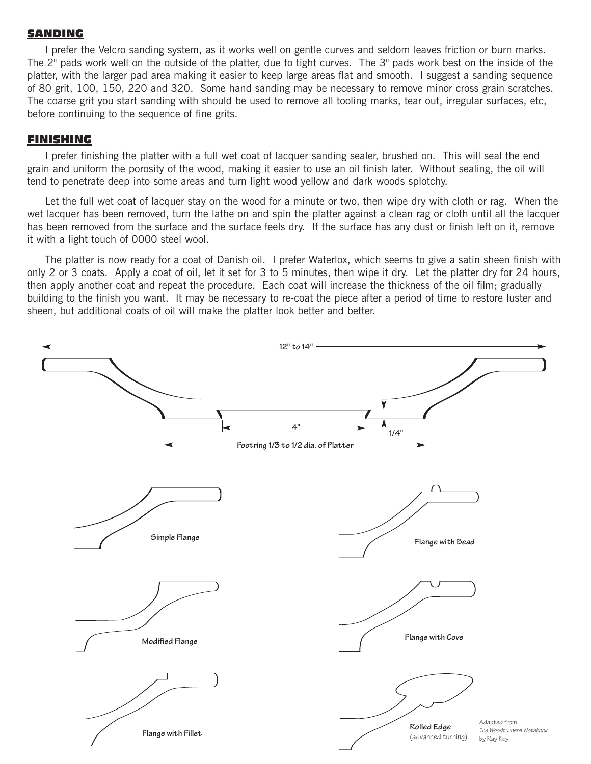## SANDING

I prefer the Velcro sanding system, as it works well on gentle curves and seldom leaves friction or burn marks. The 2" pads work well on the outside of the platter, due to tight curves. The 3" pads work best on the inside of the platter, with the larger pad area making it easier to keep large areas flat and smooth. I suggest a sanding sequence of 80 grit, 100, 150, 220 and 320. Some hand sanding may be necessary to remove minor cross grain scratches. The coarse grit you start sanding with should be used to remove all tooling marks, tear out, irregular surfaces, etc, before continuing to the sequence of fine grits.

## FINISHING

I prefer finishing the platter with a full wet coat of lacquer sanding sealer, brushed on. This will seal the end grain and uniform the porosity of the wood, making it easier to use an oil finish later. Without sealing, the oil will tend to penetrate deep into some areas and turn light wood yellow and dark woods splotchy.

Let the full wet coat of lacquer stay on the wood for a minute or two, then wipe dry with cloth or rag. When the wet lacquer has been removed, turn the lathe on and spin the platter against a clean rag or cloth until all the lacquer has been removed from the surface and the surface feels dry. If the surface has any dust or finish left on it, remove it with a light touch of 0000 steel wool.

The platter is now ready for a coat of Danish oil. I prefer Waterlox, which seems to give a satin sheen finish with only 2 or 3 coats. Apply a coat of oil, let it set for 3 to 5 minutes, then wipe it dry. Let the platter dry for 24 hours, then apply another coat and repeat the procedure. Each coat will increase the thickness of the oil film; gradually building to the finish you want. It may be necessary to re-coat the piece after a period of time to restore luster and sheen, but additional coats of oil will make the platter look better and better.

12" to 14"

4"

1/4"

Footring 1/3 to 1/2 dia. of Platter

Simple Flange

Flange with Bead

Modified Flange

Flange with Cove

Flange with Fillet

Rolled Edge
(advanced turning)

Adapted from
*The Woodturners' Notebook*
by Ray Key